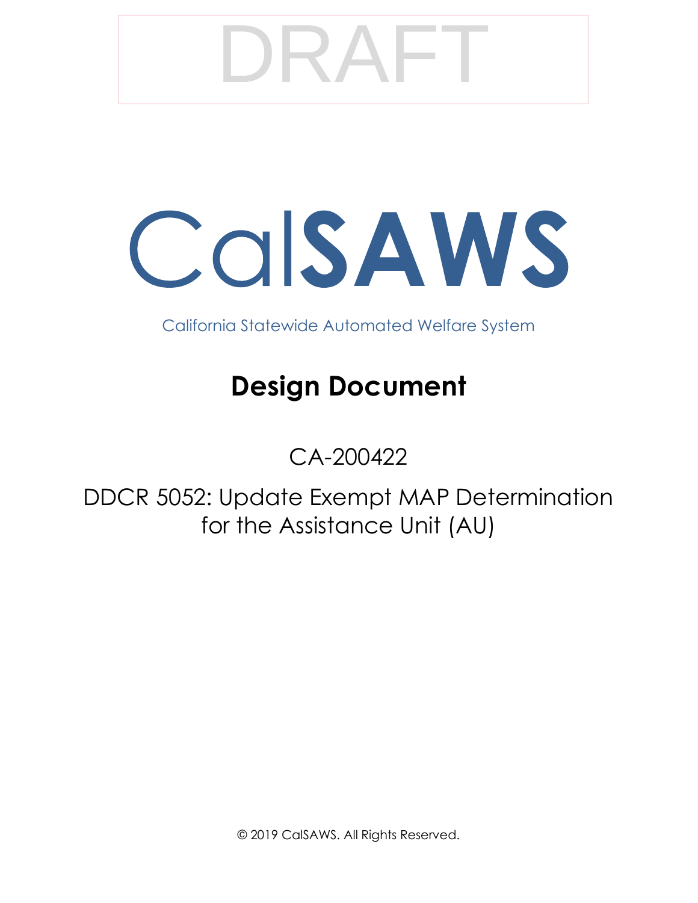DRAFT

# CalSAWS

California Statewide Automated Welfare System

# Design Document

CA-200422

DDCR 5052: Update Exempt MAP Determination for the Assistance Unit (AU)

© 2019 CalSAWS. All Rights Reserved.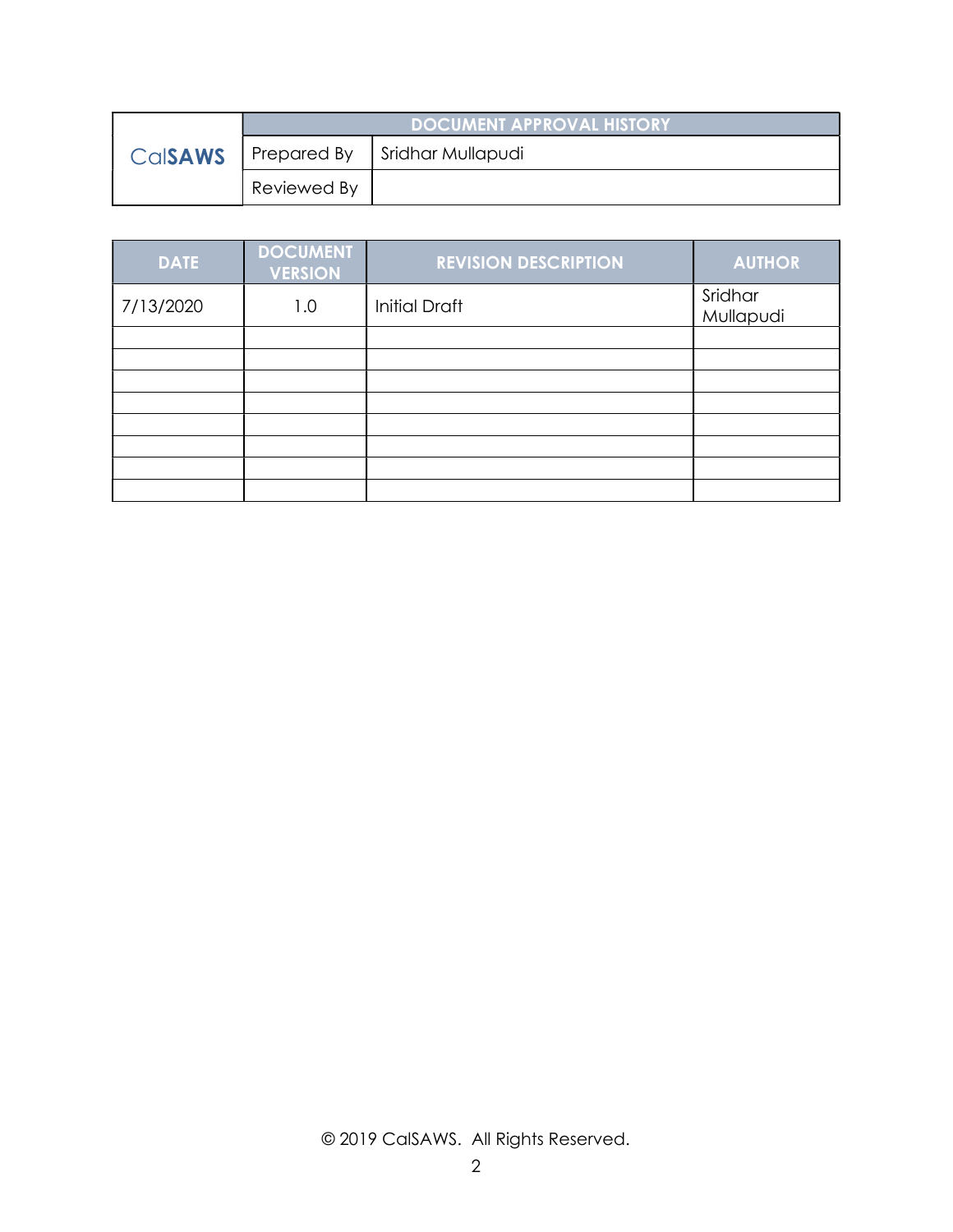| CalSAWS | DOCUMENT APPROVAL HISTORY | |
|---|---|---|
| | Prepared By | Sridhar Mullapudi |
| | Reviewed By | |

| DATE | DOCUMENT VERSION | REVISION DESCRIPTION | AUTHOR |
|---|---|---|---|
| 7/13/2020 | 1.0 | Initial Draft | Sridhar Mullapudi |
| | | | |
| | | | |
| | | | |
| | | | |
| | | | |
| | | | |
| | | | |
| | | | |

© 2019 CalSAWS. All Rights Reserved.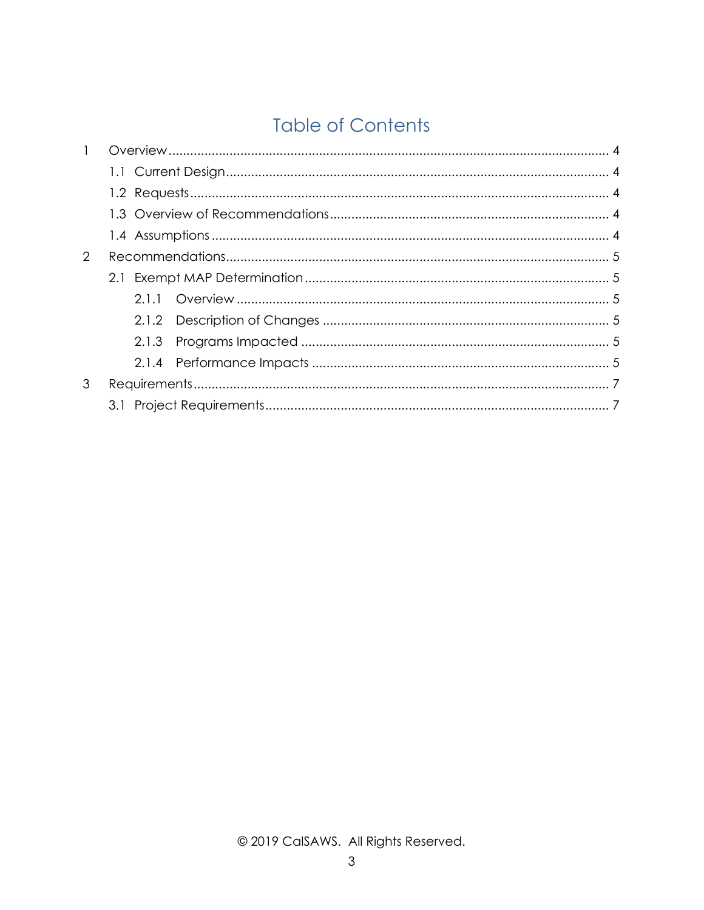# Table of Contents

1 Overview ........................................................................................................................ 4

  1.1 Current Design ........................................................................................................ 4

  1.2 Requests ................................................................................................................. 4

  1.3 Overview of Recommendations ............................................................................ 4

  1.4 Assumptions ........................................................................................................... 4

2 Recommendations ........................................................................................................ 5

  2.1 Exempt MAP Determination ................................................................................... 5

    2.1.1 Overview ......................................................................................................... 5

    2.1.2 Description of Changes ................................................................................. 5

    2.1.3 Programs Impacted ....................................................................................... 5

    2.1.4 Performance Impacts .................................................................................... 5

3 Requirements ................................................................................................................. 7

  3.1 Project Requirements ............................................................................................. 7

© 2019 CalSAWS. All Rights Reserved.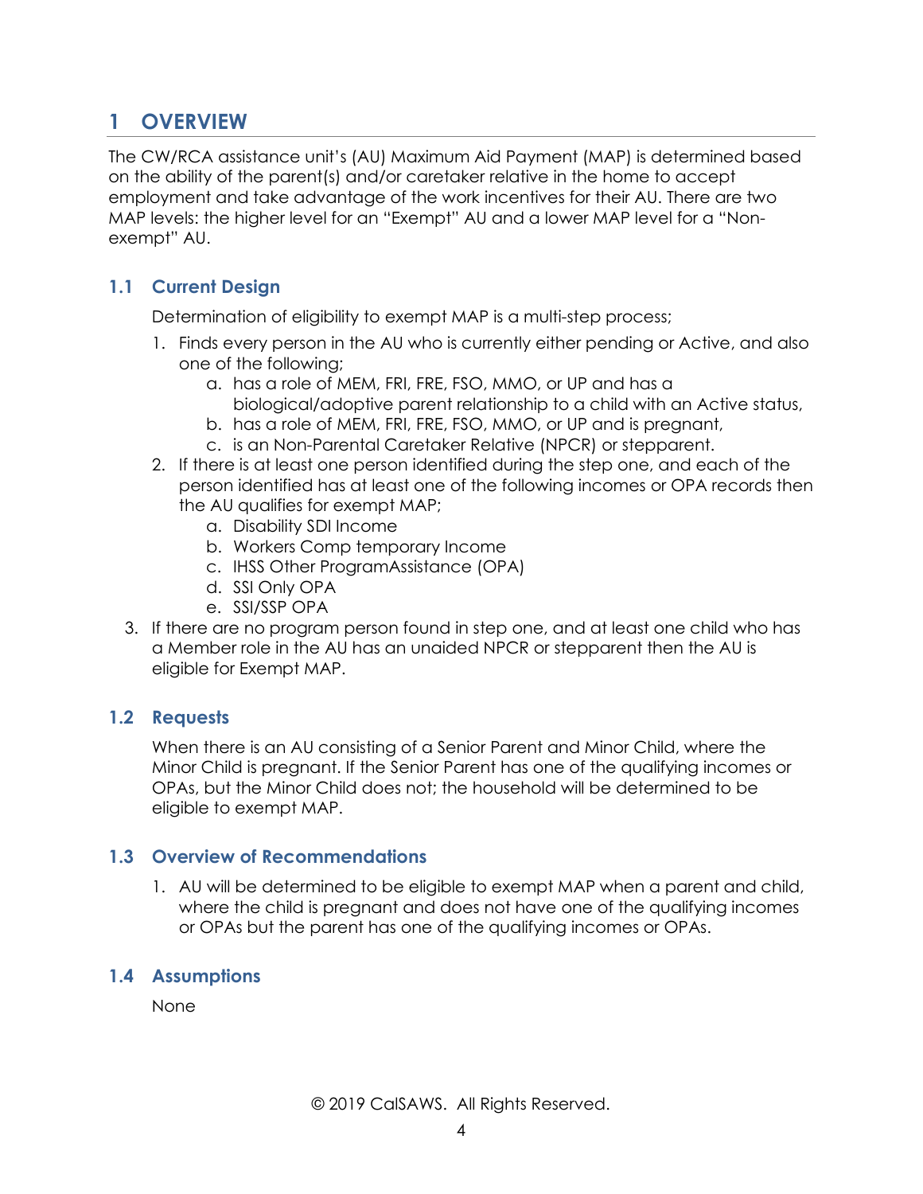# 1 OVERVIEW

The CW/RCA assistance unit's (AU) Maximum Aid Payment (MAP) is determined based on the ability of the parent(s) and/or caretaker relative in the home to accept employment and take advantage of the work incentives for their AU. There are two MAP levels: the higher level for an "Exempt" AU and a lower MAP level for a "Non-exempt" AU.

## 1.1 Current Design

Determination of eligibility to exempt MAP is a multi-step process;

1. Finds every person in the AU who is currently either pending or Active, and also one of the following;
   a. has a role of MEM, FRI, FRE, FSO, MMO, or UP and has a biological/adoptive parent relationship to a child with an Active status,
   b. has a role of MEM, FRI, FRE, FSO, MMO, or UP and is pregnant,
   c. is an Non-Parental Caretaker Relative (NPCR) or stepparent.
2. If there is at least one person identified during the step one, and each of the person identified has at least one of the following incomes or OPA records then the AU qualifies for exempt MAP;
   a. Disability SDI Income
   b. Workers Comp temporary Income
   c. IHSS Other ProgramAssistance (OPA)
   d. SSI Only OPA
   e. SSI/SSP OPA
3. If there are no program person found in step one, and at least one child who has a Member role in the AU has an unaided NPCR or stepparent then the AU is eligible for Exempt MAP.

## 1.2 Requests

When there is an AU consisting of a Senior Parent and Minor Child, where the Minor Child is pregnant. If the Senior Parent has one of the qualifying incomes or OPAs, but the Minor Child does not; the household will be determined to be eligible to exempt MAP.

## 1.3 Overview of Recommendations

1. AU will be determined to be eligible to exempt MAP when a parent and child, where the child is pregnant and does not have one of the qualifying incomes or OPAs but the parent has one of the qualifying incomes or OPAs.

## 1.4 Assumptions

None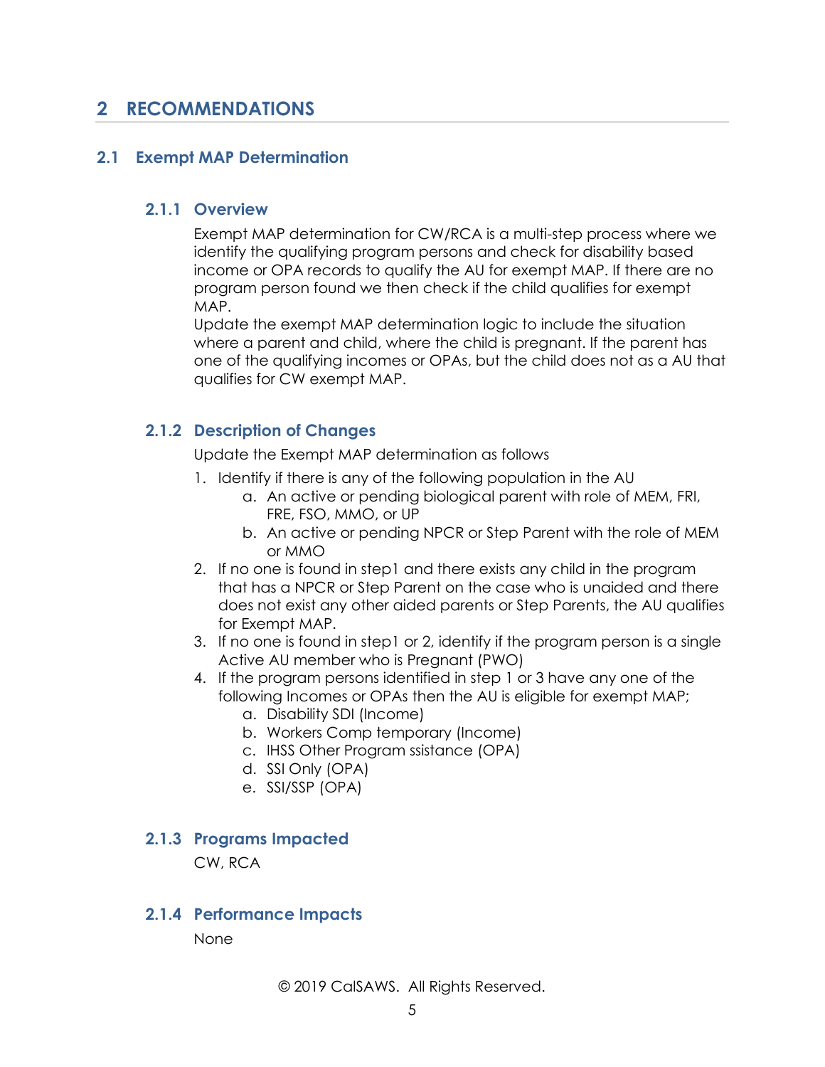# 2 RECOMMENDATIONS

## 2.1 Exempt MAP Determination

### 2.1.1 Overview

Exempt MAP determination for CW/RCA is a multi-step process where we identify the qualifying program persons and check for disability based income or OPA records to qualify the AU for exempt MAP. If there are no program person found we then check if the child qualifies for exempt MAP.

Update the exempt MAP determination logic to include the situation where a parent and child, where the child is pregnant. If the parent has one of the qualifying incomes or OPAs, but the child does not as a AU that qualifies for CW exempt MAP.

### 2.1.2 Description of Changes

Update the Exempt MAP determination as follows

1. Identify if there is any of the following population in the AU
   a. An active or pending biological parent with role of MEM, FRI, FRE, FSO, MMO, or UP
   b. An active or pending NPCR or Step Parent with the role of MEM or MMO
2. If no one is found in step1 and there exists any child in the program that has a NPCR or Step Parent on the case who is unaided and there does not exist any other aided parents or Step Parents, the AU qualifies for Exempt MAP.
3. If no one is found in step1 or 2, identify if the program person is a single Active AU member who is Pregnant (PWO)
4. If the program persons identified in step 1 or 3 have any one of the following Incomes or OPAs then the AU is eligible for exempt MAP;
   a. Disability SDI (Income)
   b. Workers Comp temporary (Income)
   c. IHSS Other Program ssistance (OPA)
   d. SSI Only (OPA)
   e. SSI/SSP (OPA)

### 2.1.3 Programs Impacted

CW, RCA

### 2.1.4 Performance Impacts

None

© 2019 CalSAWS. All Rights Reserved.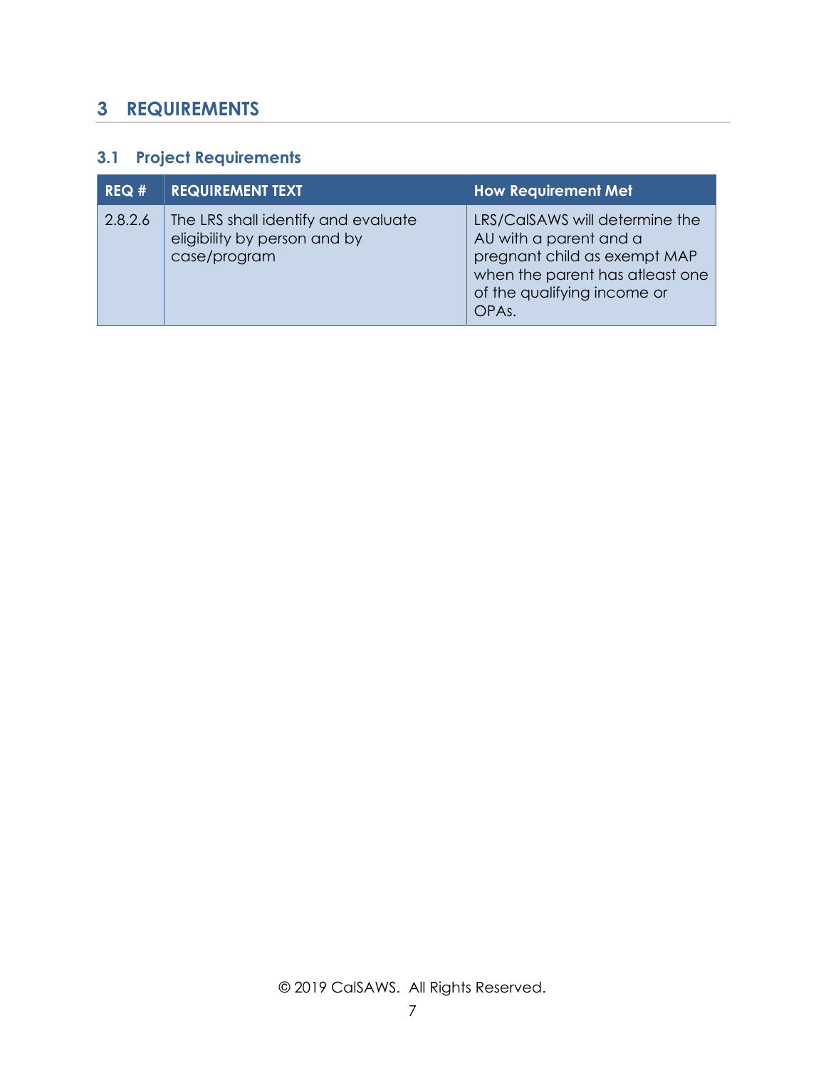# 3 REQUIREMENTS

## 3.1 Project Requirements

| REQ # | REQUIREMENT TEXT | How Requirement Met |
|---|---|---|
| 2.8.2.6 | The LRS shall identify and evaluate eligibility by person and by case/program | LRS/CalSAWS will determine the AU with a parent and a pregnant child as exempt MAP when the parent has atleast one of the qualifying income or OPAs. |

© 2019 CalSAWS. All Rights Reserved.